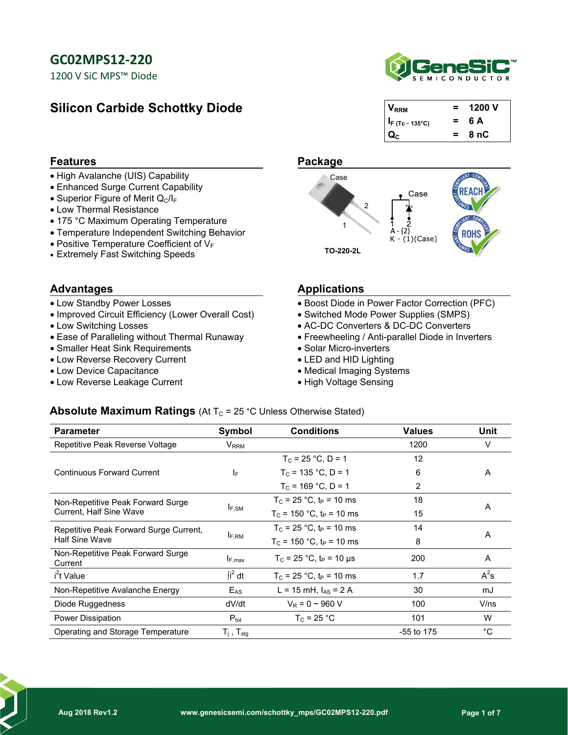# GC02MPS12-220

1200 V SiC MPS™ Diode

## Silicon Carbide Schottky Diode

| | | |
|---|---|---|
| $V_{RRM}$ | = | 1200 V |
| $I_{F\ (Tc = 135°C)}$ | = | 6 A |
| $Q_C$ | = | 8 nC |

## Features

- High Avalanche (UIS) Capability
- Enhanced Surge Current Capability
- Superior Figure of Merit $Q_C/I_F$
- Low Thermal Resistance
- 175 °C Maximum Operating Temperature
- Temperature Independent Switching Behavior
- Positive Temperature Coefficient of $V_F$
- Extremely Fast Switching Speeds

## Package

Case

1 2

A - (2)
K - (1)(Case)

TO-220-2L

## Advantages

- Low Standby Power Losses
- Improved Circuit Efficiency (Lower Overall Cost)
- Low Switching Losses
- Ease of Paralleling without Thermal Runaway
- Smaller Heat Sink Requirements
- Low Reverse Recovery Current
- Low Device Capacitance
- Low Reverse Leakage Current

## Applications

- Boost Diode in Power Factor Correction (PFC)
- Switched Mode Power Supplies (SMPS)
- AC-DC Converters & DC-DC Converters
- Freewheeling / Anti-parallel Diode in Inverters
- Solar Micro-inverters
- LED and HID Lighting
- Medical Imaging Systems
- High Voltage Sensing

## Absolute Maximum Ratings (At $T_C$ = 25 °C Unless Otherwise Stated)

| Parameter | Symbol | Conditions | Values | Unit |
|---|---|---|---|---|
| Repetitive Peak Reverse Voltage | $V_{RRM}$ | | 1200 | V |
| Continuous Forward Current | $I_F$ | $T_C$ = 25 °C, D = 1 | 12 | A |
| | | $T_C$ = 135 °C, D = 1 | 6 | |
| | | $T_C$ = 169 °C, D = 1 | 2 | |
| Non-Repetitive Peak Forward Surge Current, Half Sine Wave | $I_{F,SM}$ | $T_C$ = 25 °C, $t_P$ = 10 ms | 18 | A |
| | | $T_C$ = 150 °C, $t_P$ = 10 ms | 15 | |
| Repetitive Peak Forward Surge Current, Half Sine Wave | $I_{F,RM}$ | $T_C$ = 25 °C, $t_P$ = 10 ms | 14 | A |
| | | $T_C$ = 150 °C, $t_P$ = 10 ms | 8 | |
| Non-Repetitive Peak Forward Surge Current | $I_{F,max}$ | $T_C$ = 25 °C, $t_P$ = 10 µs | 200 | A |
| $i^2t$ Value | $\int i^2\,dt$ | $T_C$ = 25 °C, $t_P$ = 10 ms | 1.7 | $A^2s$ |
| Non-Repetitive Avalanche Energy | $E_{AS}$ | L = 15 mH, $I_{AS}$ = 2 A | 30 | mJ |
| Diode Ruggedness | dV/dt | $V_R$ = 0 ~ 960 V | 100 | V/ns |
| Power Dissipation | $P_{tot}$ | $T_C$ = 25 °C | 101 | W |
| Operating and Storage Temperature | $T_j$ , $T_{stg}$ | | -55 to 175 | °C |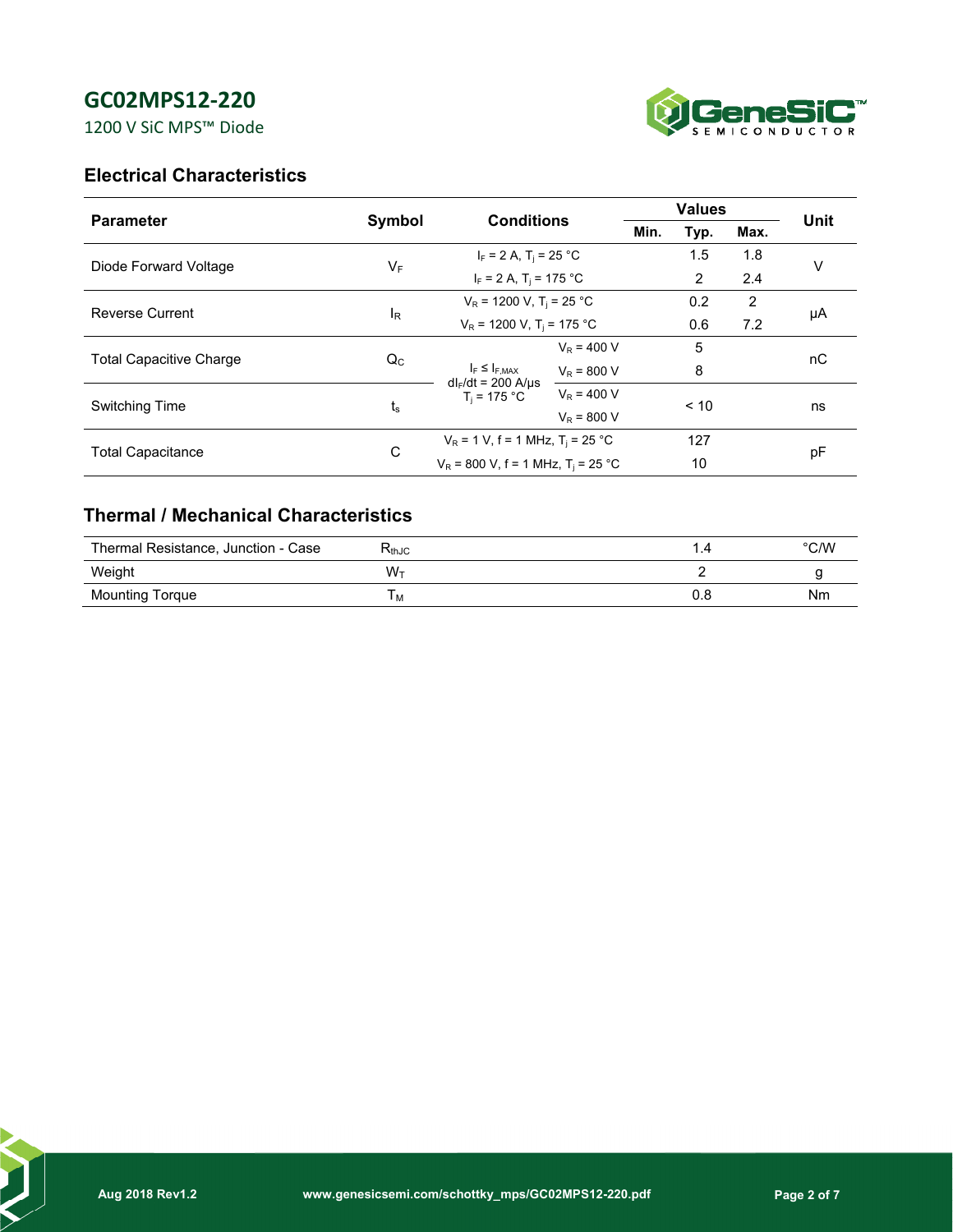## Electrical Characteristics

| Parameter | Symbol | Conditions | | Values | | | Unit |
|---|---|---|---|---|---|---|---|
| | | | | Min. | Typ. | Max. | |
| Diode Forward Voltage | $V_F$ | $I_F$ = 2 A, $T_j$ = 25 °C | | | 1.5 | 1.8 | V |
| | | $I_F$ = 2 A, $T_j$ = 175 °C | | | 2 | 2.4 | |
| Reverse Current | $I_R$ | $V_R$ = 1200 V, $T_j$ = 25 °C | | | 0.2 | 2 | μA |
| | | $V_R$ = 1200 V, $T_j$ = 175 °C | | | 0.6 | 7.2 | |
| Total Capacitive Charge | $Q_C$ | $I_F \leq I_{F,MAX}$ $dI_F/dt$ = 200 A/μs $T_j$ = 175 °C | $V_R$ = 400 V | | 5 | | nC |
| | | | $V_R$ = 800 V | | 8 | | |
| Switching Time | $t_s$ | | $V_R$ = 400 V | | < 10 | | ns |
| | | | $V_R$ = 800 V | | | | |
| Total Capacitance | C | $V_R$ = 1 V, f = 1 MHz, $T_j$ = 25 °C | | | 127 | | pF |
| | | $V_R$ = 800 V, f = 1 MHz, $T_j$ = 25 °C | | | 10 | | |

## Thermal / Mechanical Characteristics

| Parameter | Symbol | Value | Unit |
|---|---|---|---|
| Thermal Resistance, Junction - Case | $R_{thJC}$ | 1.4 | °C/W |
| Weight | $W_T$ | 2 | g |
| Mounting Torque | $T_M$ | 0.8 | Nm |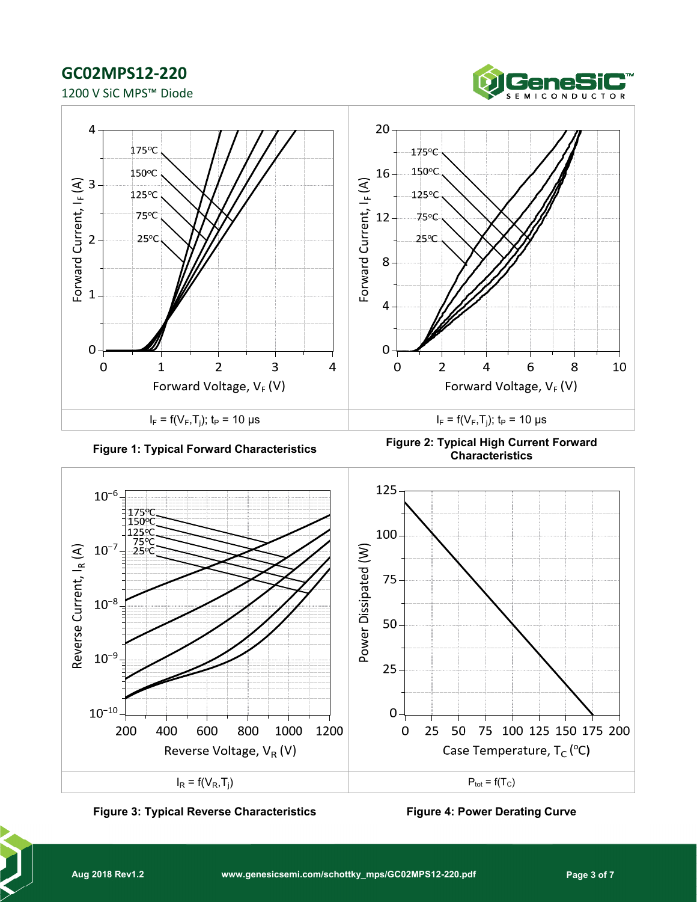$I_F = f(V_F, T_j)$; $t_P$ = 10 µs

**Figure 1: Typical Forward Characteristics**

$I_F = f(V_F, T_j)$; $t_P$ = 10 µs

**Figure 2: Typical High Current Forward Characteristics**

$I_R = f(V_R, T_j)$

**Figure 3: Typical Reverse Characteristics**

$P_{tot} = f(T_C)$

**Figure 4: Power Derating Curve**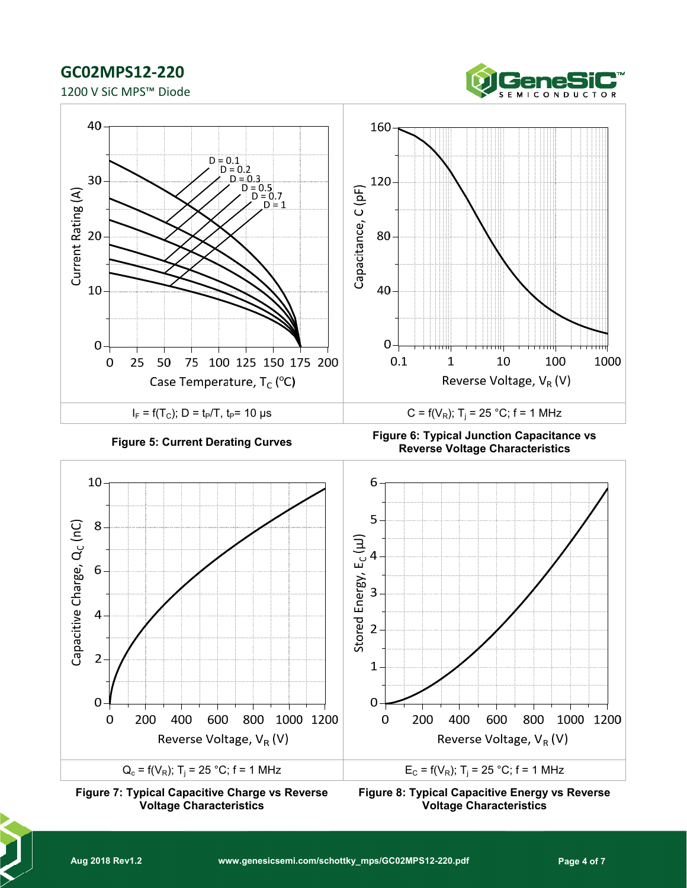$I_F = f(T_C)$; $D = t_P/T$, $t_P$= 10 µs

**Figure 5: Current Derating Curves**

$C = f(V_R)$; $T_j$ = 25 °C; f = 1 MHz

**Figure 6: Typical Junction Capacitance vs Reverse Voltage Characteristics**

$Q_c = f(V_R)$; $T_j$ = 25 °C; f = 1 MHz

**Figure 7: Typical Capacitive Charge vs Reverse Voltage Characteristics**

$E_C = f(V_R)$; $T_j$ = 25 °C; f = 1 MHz

**Figure 8: Typical Capacitive Energy vs Reverse Voltage Characteristics**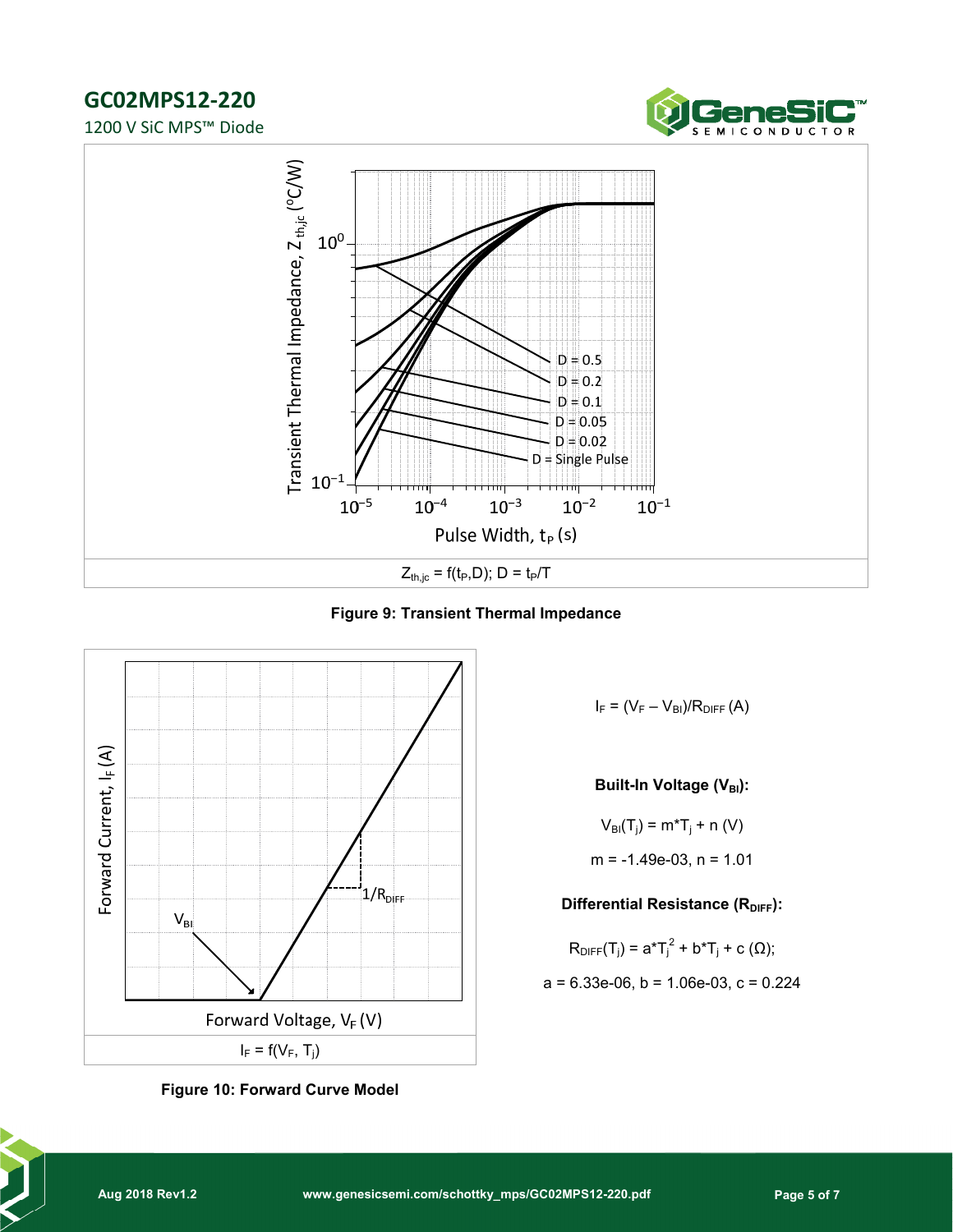$Z_{th,jc} = f(t_P, D)$; $D = t_P/T$

**Figure 9: Transient Thermal Impedance**

$I_F = f(V_F, T_j)$

**Figure 10: Forward Curve Model**

$I_F = (V_F - V_{BI})/R_{DIFF}$ (A)

**Built-In Voltage ($V_{BI}$):**

$V_{BI}(T_j) = m*T_j + n$ (V)

m = -1.49e-03, n = 1.01

**Differential Resistance ($R_{DIFF}$):**

$R_{DIFF}(T_j) = a*T_j^2 + b*T_j + c$ (Ω);

a = 6.33e-06, b = 1.06e-03, c = 0.224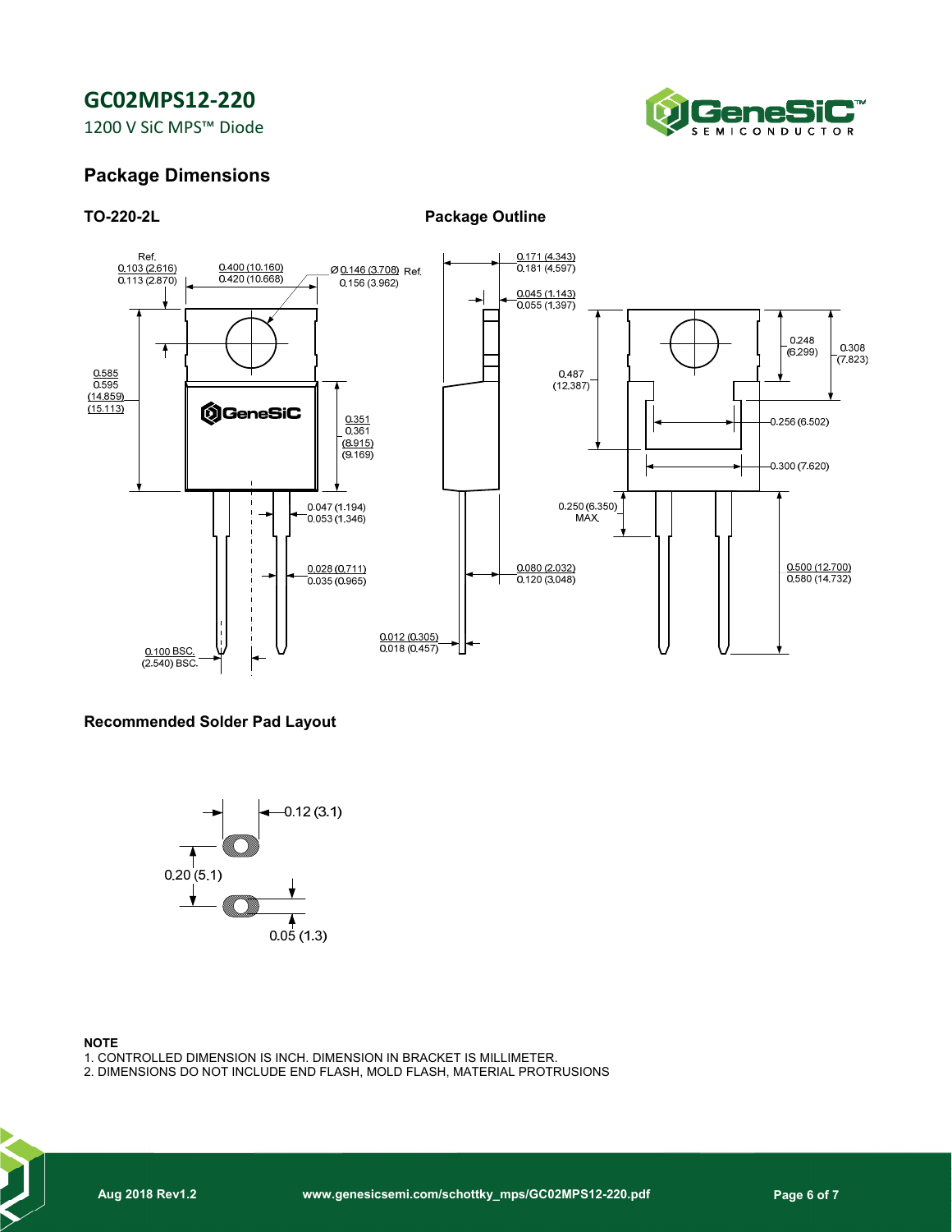# GC02MPS12-220

1200 V SiC MPS™ Diode

## Package Dimensions

### TO-220-2L

### Package Outline

Ref. 0.103 (2.616) 0.113 (2.870)

0.400 (10.160) 0.420 (10.668)

Ø 0.146 (3.708) Ref. 0.156 (3.962)

0.585 0.595 (14.859) (15.113)

0.351 0.361 (8.915) (9.169)

0.047 (1.194) 0.053 (1.346)

0.028 (0.711) 0.035 (0.965)

0.100 BSC. (2.540) BSC.

0.171 (4.343) 0.181 (4.597)

0.045 (1.143) 0.055 (1.397)

0.487 (12.387)

0.250 (6.350) MAX.

0.080 (2.032) 0.120 (3.048)

0.012 (0.305) 0.018 (0.457)

0.248 (6.299)

0.308 (7.823)

0.256 (6.502)

0.300 (7.620)

0.500 (12.700) 0.580 (14.732)

## Recommended Solder Pad Layout

0.12 (3.1)

0.20 (5.1)

0.05 (1.3)

**NOTE**

1. CONTROLLED DIMENSION IS INCH. DIMENSION IN BRACKET IS MILLIMETER.
2. DIMENSIONS DO NOT INCLUDE END FLASH, MOLD FLASH, MATERIAL PROTRUSIONS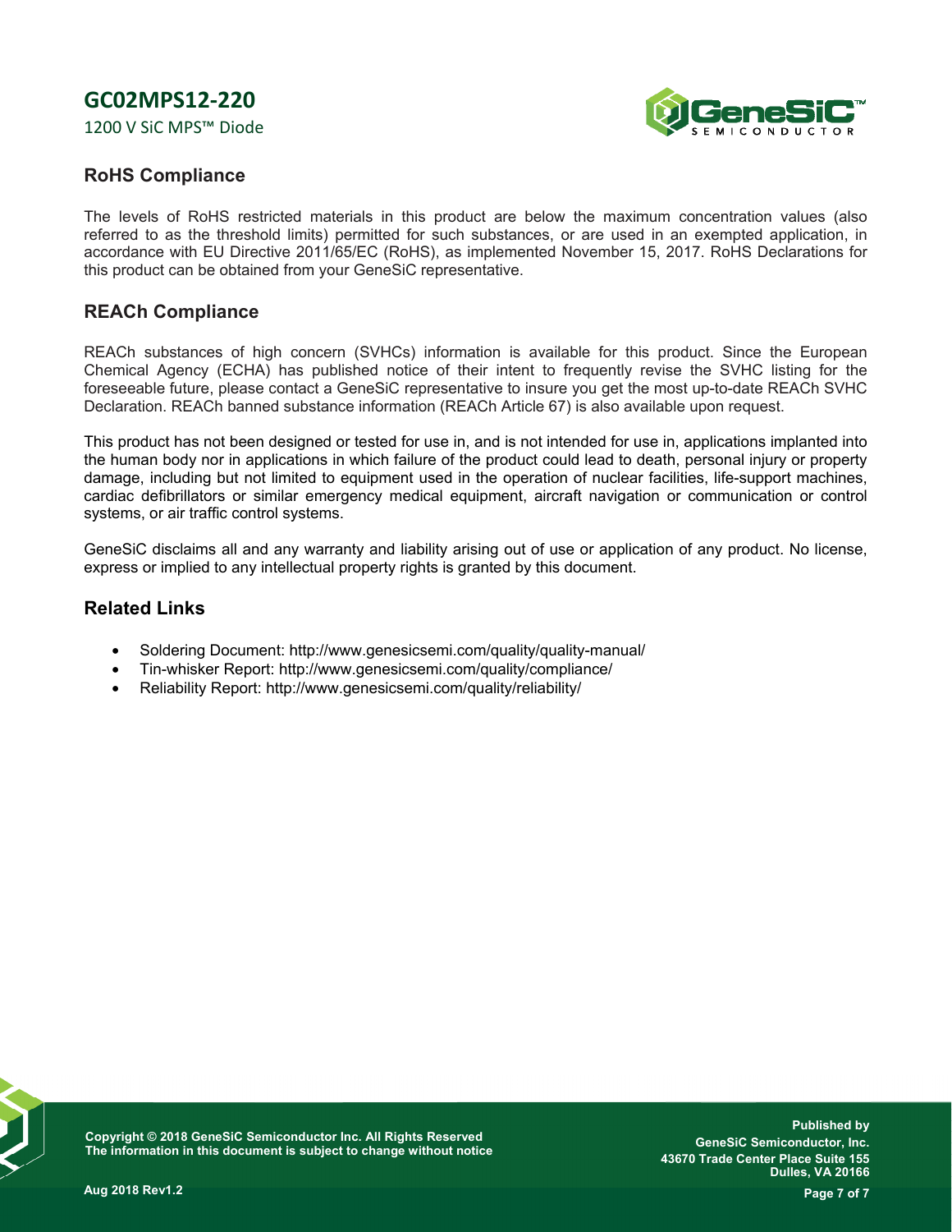## RoHS Compliance

The levels of RoHS restricted materials in this product are below the maximum concentration values (also referred to as the threshold limits) permitted for such substances, or are used in an exempted application, in accordance with EU Directive 2011/65/EC (RoHS), as implemented November 15, 2017. RoHS Declarations for this product can be obtained from your GeneSiC representative.

## REACh Compliance

REACh substances of high concern (SVHCs) information is available for this product. Since the European Chemical Agency (ECHA) has published notice of their intent to frequently revise the SVHC listing for the foreseeable future, please contact a GeneSiC representative to insure you get the most up-to-date REACh SVHC Declaration. REACh banned substance information (REACh Article 67) is also available upon request.

This product has not been designed or tested for use in, and is not intended for use in, applications implanted into the human body nor in applications in which failure of the product could lead to death, personal injury or property damage, including but not limited to equipment used in the operation of nuclear facilities, life-support machines, cardiac defibrillators or similar emergency medical equipment, aircraft navigation or communication or control systems, or air traffic control systems.

GeneSiC disclaims all and any warranty and liability arising out of use or application of any product. No license, express or implied to any intellectual property rights is granted by this document.

## Related Links

- Soldering Document: http://www.genesicsemi.com/quality/quality-manual/
- Tin-whisker Report: http://www.genesicsemi.com/quality/compliance/
- Reliability Report: http://www.genesicsemi.com/quality/reliability/